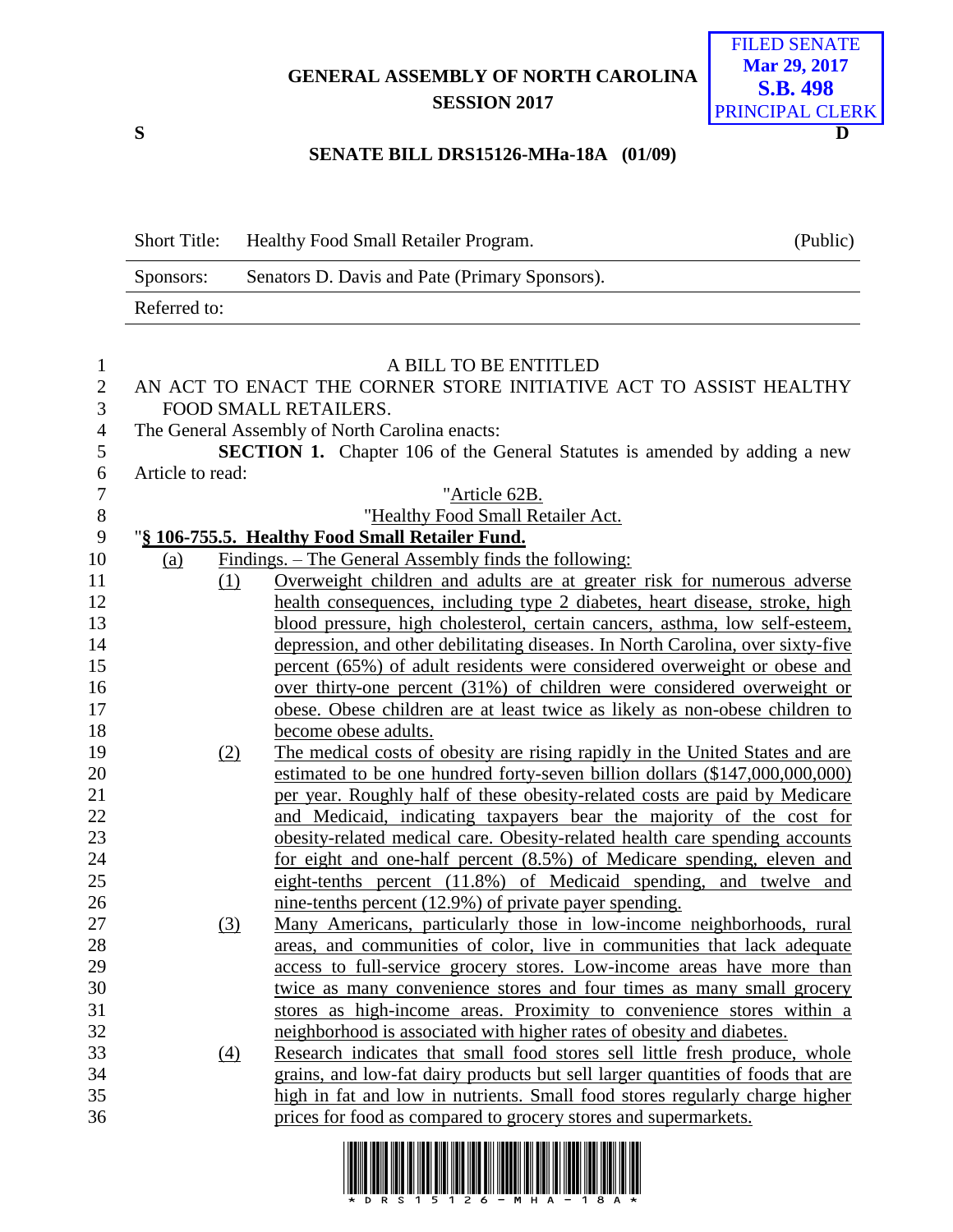GENERAL ASSEMBLY OF NORTH CAROLINA
SESSION 2017

FILED SENATE
Mar 29, 2017
S.B. 498
PRINCIPAL CLERK

S D

**SENATE BILL DRS15126-MHa-18A (01/09)**

| Short Title: | Healthy Food Small Retailer Program. | (Public) |
|---|---|---|
| Sponsors: | Senators D. Davis and Pate (Primary Sponsors). | |
| Referred to: | | |

A BILL TO BE ENTITLED

AN ACT TO ENACT THE CORNER STORE INITIATIVE ACT TO ASSIST HEALTHY FOOD SMALL RETAILERS.

The General Assembly of North Carolina enacts:

**SECTION 1.** Chapter 106 of the General Statutes is amended by adding a new Article to read:

"Article 62B.

"Healthy Food Small Retailer Act.

"**§ 106-755.5. Healthy Food Small Retailer Fund.**

(a) Findings. – The General Assembly finds the following:

(1) Overweight children and adults are at greater risk for numerous adverse health consequences, including type 2 diabetes, heart disease, stroke, high blood pressure, high cholesterol, certain cancers, asthma, low self-esteem, depression, and other debilitating diseases. In North Carolina, over sixty-five percent (65%) of adult residents were considered overweight or obese and over thirty-one percent (31%) of children were considered overweight or obese. Obese children are at least twice as likely as non-obese children to become obese adults.

(2) The medical costs of obesity are rising rapidly in the United States and are estimated to be one hundred forty-seven billion dollars ($147,000,000,000) per year. Roughly half of these obesity-related costs are paid by Medicare and Medicaid, indicating taxpayers bear the majority of the cost for obesity-related medical care. Obesity-related health care spending accounts for eight and one-half percent (8.5%) of Medicare spending, eleven and eight-tenths percent (11.8%) of Medicaid spending, and twelve and nine-tenths percent (12.9%) of private payer spending.

(3) Many Americans, particularly those in low-income neighborhoods, rural areas, and communities of color, live in communities that lack adequate access to full-service grocery stores. Low-income areas have more than twice as many convenience stores and four times as many small grocery stores as high-income areas. Proximity to convenience stores within a neighborhood is associated with higher rates of obesity and diabetes.

(4) Research indicates that small food stores sell little fresh produce, whole grains, and low-fat dairy products but sell larger quantities of foods that are high in fat and low in nutrients. Small food stores regularly charge higher prices for food as compared to grocery stores and supermarkets.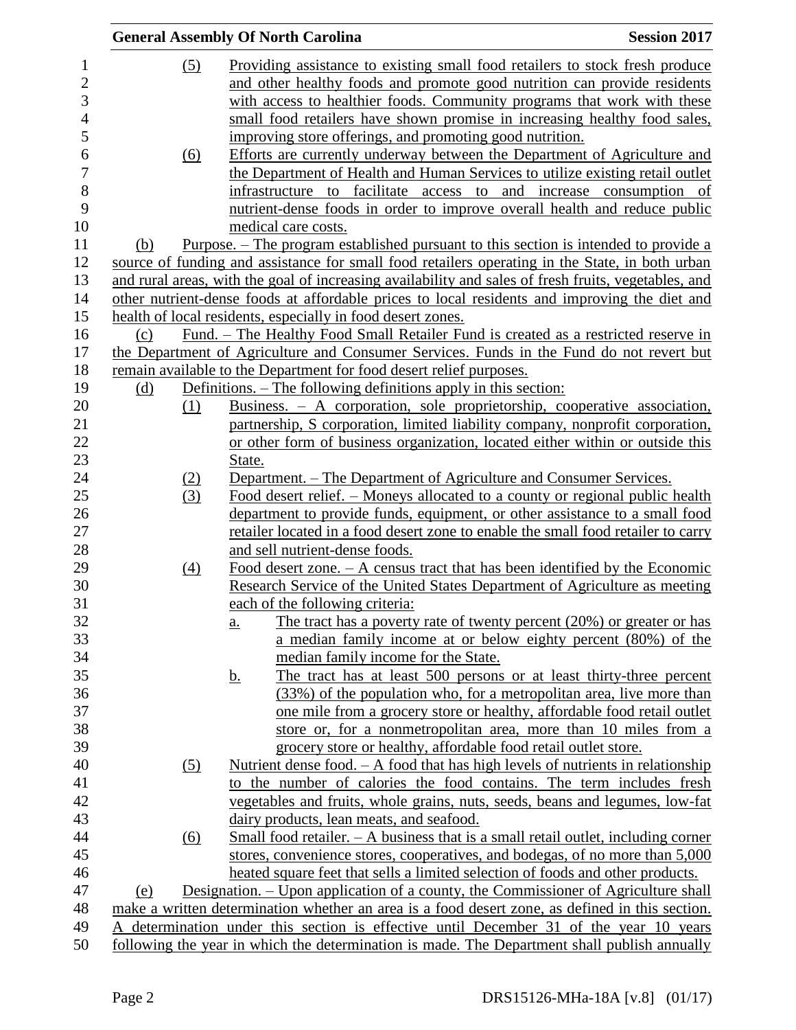(5) Providing assistance to existing small food retailers to stock fresh produce and other healthy foods and promote good nutrition can provide residents with access to healthier foods. Community programs that work with these small food retailers have shown promise in increasing healthy food sales, improving store offerings, and promoting good nutrition.

(6) Efforts are currently underway between the Department of Agriculture and the Department of Health and Human Services to utilize existing retail outlet infrastructure to facilitate access to and increase consumption of nutrient-dense foods in order to improve overall health and reduce public medical care costs.

(b) Purpose. – The program established pursuant to this section is intended to provide a source of funding and assistance for small food retailers operating in the State, in both urban and rural areas, with the goal of increasing availability and sales of fresh fruits, vegetables, and other nutrient-dense foods at affordable prices to local residents and improving the diet and health of local residents, especially in food desert zones.

(c) Fund. – The Healthy Food Small Retailer Fund is created as a restricted reserve in the Department of Agriculture and Consumer Services. Funds in the Fund do not revert but remain available to the Department for food desert relief purposes.

(d) Definitions. – The following definitions apply in this section:

(1) Business. – A corporation, sole proprietorship, cooperative association, partnership, S corporation, limited liability company, nonprofit corporation, or other form of business organization, located either within or outside this State.

(2) Department. – The Department of Agriculture and Consumer Services.

(3) Food desert relief. – Moneys allocated to a county or regional public health department to provide funds, equipment, or other assistance to a small food retailer located in a food desert zone to enable the small food retailer to carry and sell nutrient-dense foods.

(4) Food desert zone. – A census tract that has been identified by the Economic Research Service of the United States Department of Agriculture as meeting each of the following criteria:

a. The tract has a poverty rate of twenty percent (20%) or greater or has a median family income at or below eighty percent (80%) of the median family income for the State.

b. The tract has at least 500 persons or at least thirty-three percent (33%) of the population who, for a metropolitan area, live more than one mile from a grocery store or healthy, affordable food retail outlet store or, for a nonmetropolitan area, more than 10 miles from a grocery store or healthy, affordable food retail outlet store.

(5) Nutrient dense food. – A food that has high levels of nutrients in relationship to the number of calories the food contains. The term includes fresh vegetables and fruits, whole grains, nuts, seeds, beans and legumes, low-fat dairy products, lean meats, and seafood.

(6) Small food retailer. – A business that is a small retail outlet, including corner stores, convenience stores, cooperatives, and bodegas, of no more than 5,000 heated square feet that sells a limited selection of foods and other products.

(e) Designation. – Upon application of a county, the Commissioner of Agriculture shall make a written determination whether an area is a food desert zone, as defined in this section. A determination under this section is effective until December 31 of the year 10 years following the year in which the determination is made. The Department shall publish annually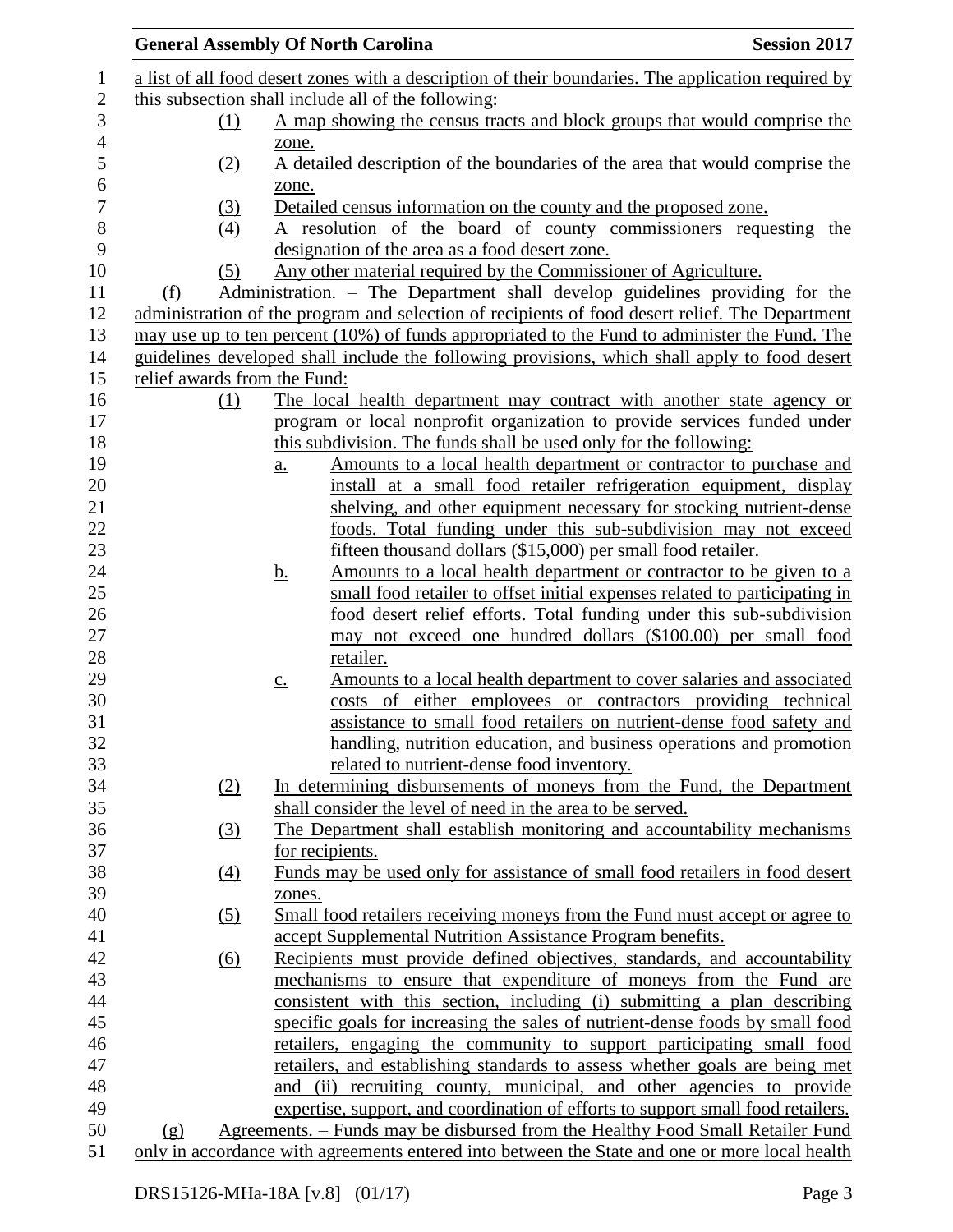a list of all food desert zones with a description of their boundaries. The application required by this subsection shall include all of the following:

(1) A map showing the census tracts and block groups that would comprise the zone.

(2) A detailed description of the boundaries of the area that would comprise the zone.

(3) Detailed census information on the county and the proposed zone.

(4) A resolution of the board of county commissioners requesting the designation of the area as a food desert zone.

(5) Any other material required by the Commissioner of Agriculture.

(f) Administration. – The Department shall develop guidelines providing for the administration of the program and selection of recipients of food desert relief. The Department may use up to ten percent (10%) of funds appropriated to the Fund to administer the Fund. The guidelines developed shall include the following provisions, which shall apply to food desert relief awards from the Fund:

(1) The local health department may contract with another state agency or program or local nonprofit organization to provide services funded under this subdivision. The funds shall be used only for the following:

a. Amounts to a local health department or contractor to purchase and install at a small food retailer refrigeration equipment, display shelving, and other equipment necessary for stocking nutrient-dense foods. Total funding under this sub-subdivision may not exceed fifteen thousand dollars ($15,000) per small food retailer.

b. Amounts to a local health department or contractor to be given to a small food retailer to offset initial expenses related to participating in food desert relief efforts. Total funding under this sub-subdivision may not exceed one hundred dollars ($100.00) per small food retailer.

c. Amounts to a local health department to cover salaries and associated costs of either employees or contractors providing technical assistance to small food retailers on nutrient-dense food safety and handling, nutrition education, and business operations and promotion related to nutrient-dense food inventory.

(2) In determining disbursements of moneys from the Fund, the Department shall consider the level of need in the area to be served.

(3) The Department shall establish monitoring and accountability mechanisms for recipients.

(4) Funds may be used only for assistance of small food retailers in food desert zones.

(5) Small food retailers receiving moneys from the Fund must accept or agree to accept Supplemental Nutrition Assistance Program benefits.

(6) Recipients must provide defined objectives, standards, and accountability mechanisms to ensure that expenditure of moneys from the Fund are consistent with this section, including (i) submitting a plan describing specific goals for increasing the sales of nutrient-dense foods by small food retailers, engaging the community to support participating small food retailers, and establishing standards to assess whether goals are being met and (ii) recruiting county, municipal, and other agencies to provide expertise, support, and coordination of efforts to support small food retailers.

(g) Agreements. – Funds may be disbursed from the Healthy Food Small Retailer Fund only in accordance with agreements entered into between the State and one or more local health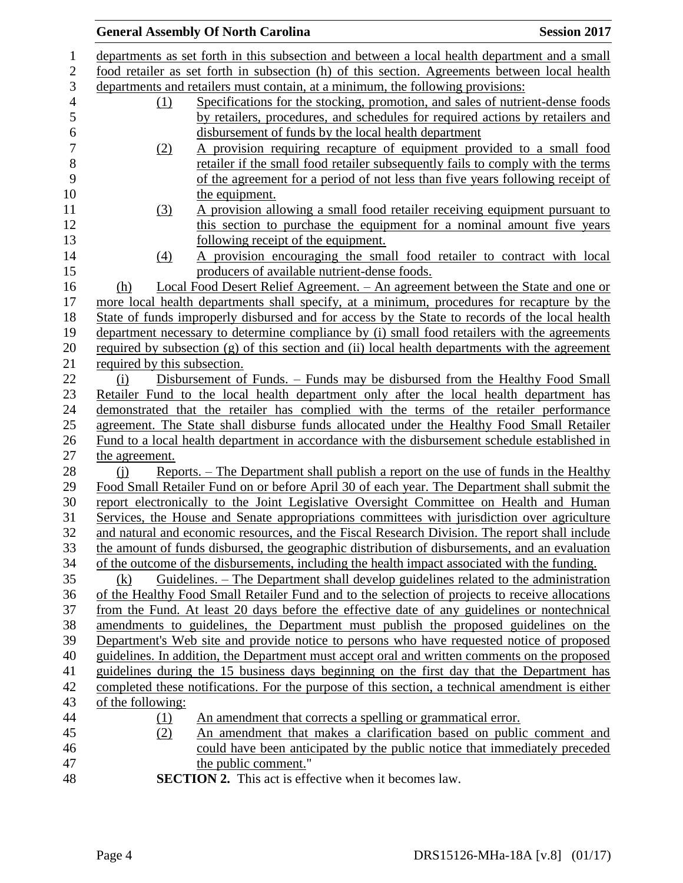departments as set forth in this subsection and between a local health department and a small food retailer as set forth in subsection (h) of this section. Agreements between local health departments and retailers must contain, at a minimum, the following provisions:

(1) Specifications for the stocking, promotion, and sales of nutrient-dense foods by retailers, procedures, and schedules for required actions by retailers and disbursement of funds by the local health department

(2) A provision requiring recapture of equipment provided to a small food retailer if the small food retailer subsequently fails to comply with the terms of the agreement for a period of not less than five years following receipt of the equipment.

(3) A provision allowing a small food retailer receiving equipment pursuant to this section to purchase the equipment for a nominal amount five years following receipt of the equipment.

(4) A provision encouraging the small food retailer to contract with local producers of available nutrient-dense foods.

(h) Local Food Desert Relief Agreement. – An agreement between the State and one or more local health departments shall specify, at a minimum, procedures for recapture by the State of funds improperly disbursed and for access by the State to records of the local health department necessary to determine compliance by (i) small food retailers with the agreements required by subsection (g) of this section and (ii) local health departments with the agreement required by this subsection.

(i) Disbursement of Funds. – Funds may be disbursed from the Healthy Food Small Retailer Fund to the local health department only after the local health department has demonstrated that the retailer has complied with the terms of the retailer performance agreement. The State shall disburse funds allocated under the Healthy Food Small Retailer Fund to a local health department in accordance with the disbursement schedule established in the agreement.

(j) Reports. – The Department shall publish a report on the use of funds in the Healthy Food Small Retailer Fund on or before April 30 of each year. The Department shall submit the report electronically to the Joint Legislative Oversight Committee on Health and Human Services, the House and Senate appropriations committees with jurisdiction over agriculture and natural and economic resources, and the Fiscal Research Division. The report shall include the amount of funds disbursed, the geographic distribution of disbursements, and an evaluation of the outcome of the disbursements, including the health impact associated with the funding.

(k) Guidelines. – The Department shall develop guidelines related to the administration of the Healthy Food Small Retailer Fund and to the selection of projects to receive allocations from the Fund. At least 20 days before the effective date of any guidelines or nontechnical amendments to guidelines, the Department must publish the proposed guidelines on the Department's Web site and provide notice to persons who have requested notice of proposed guidelines. In addition, the Department must accept oral and written comments on the proposed guidelines during the 15 business days beginning on the first day that the Department has completed these notifications. For the purpose of this section, a technical amendment is either of the following:

(1) An amendment that corrects a spelling or grammatical error.

(2) An amendment that makes a clarification based on public comment and could have been anticipated by the public notice that immediately preceded the public comment."

**SECTION 2.** This act is effective when it becomes law.